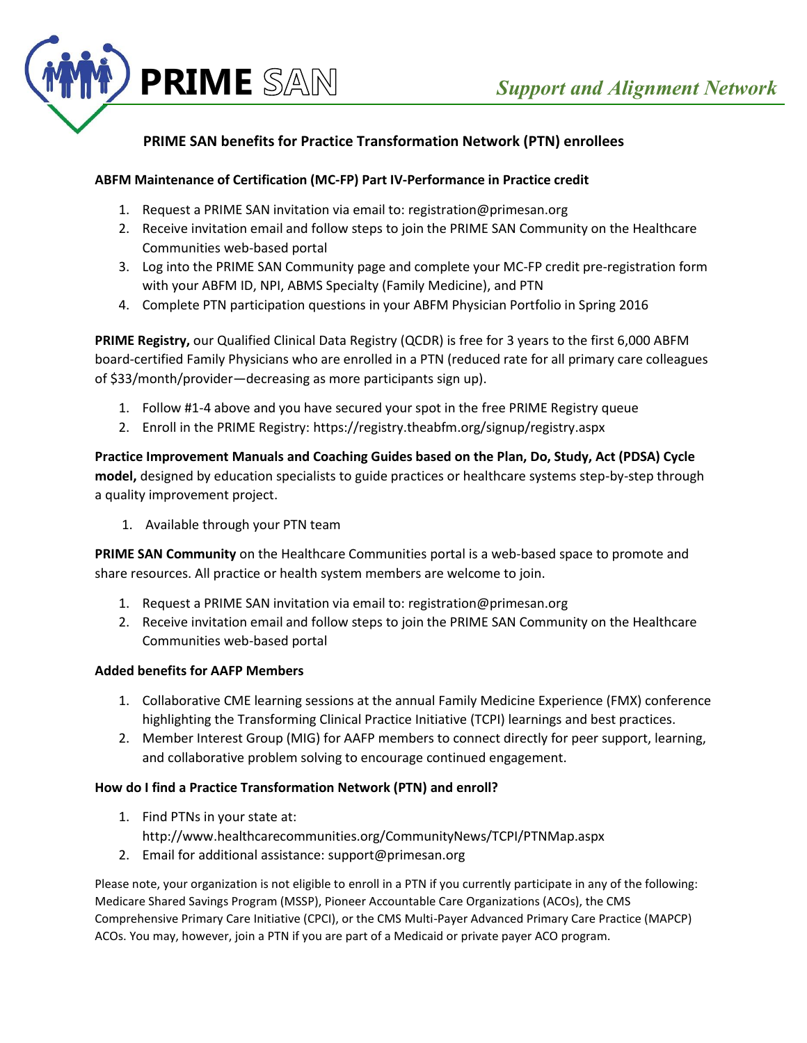# PRIME SAN

*Support and Alignment Network*

## PRIME SAN benefits for Practice Transformation Network (PTN) enrollees

### ABFM Maintenance of Certification (MC-FP) Part IV-Performance in Practice credit

1. Request a PRIME SAN invitation via email to: registration@primesan.org
2. Receive invitation email and follow steps to join the PRIME SAN Community on the Healthcare Communities web-based portal
3. Log into the PRIME SAN Community page and complete your MC-FP credit pre-registration form with your ABFM ID, NPI, ABMS Specialty (Family Medicine), and PTN
4. Complete PTN participation questions in your ABFM Physician Portfolio in Spring 2016

**PRIME Registry,** our Qualified Clinical Data Registry (QCDR) is free for 3 years to the first 6,000 ABFM board-certified Family Physicians who are enrolled in a PTN (reduced rate for all primary care colleagues of $33/month/provider—decreasing as more participants sign up).

1. Follow #1-4 above and you have secured your spot in the free PRIME Registry queue
2. Enroll in the PRIME Registry: https://registry.theabfm.org/signup/registry.aspx

**Practice Improvement Manuals and Coaching Guides based on the Plan, Do, Study, Act (PDSA) Cycle model,** designed by education specialists to guide practices or healthcare systems step-by-step through a quality improvement project.

1. Available through your PTN team

**PRIME SAN Community** on the Healthcare Communities portal is a web-based space to promote and share resources. All practice or health system members are welcome to join.

1. Request a PRIME SAN invitation via email to: registration@primesan.org
2. Receive invitation email and follow steps to join the PRIME SAN Community on the Healthcare Communities web-based portal

### Added benefits for AAFP Members

1. Collaborative CME learning sessions at the annual Family Medicine Experience (FMX) conference highlighting the Transforming Clinical Practice Initiative (TCPI) learnings and best practices.
2. Member Interest Group (MIG) for AAFP members to connect directly for peer support, learning, and collaborative problem solving to encourage continued engagement.

### How do I find a Practice Transformation Network (PTN) and enroll?

1. Find PTNs in your state at: http://www.healthcarecommunities.org/CommunityNews/TCPI/PTNMap.aspx
2. Email for additional assistance: support@primesan.org

Please note, your organization is not eligible to enroll in a PTN if you currently participate in any of the following: Medicare Shared Savings Program (MSSP), Pioneer Accountable Care Organizations (ACOs), the CMS Comprehensive Primary Care Initiative (CPCI), or the CMS Multi-Payer Advanced Primary Care Practice (MAPCP) ACOs. You may, however, join a PTN if you are part of a Medicaid or private payer ACO program.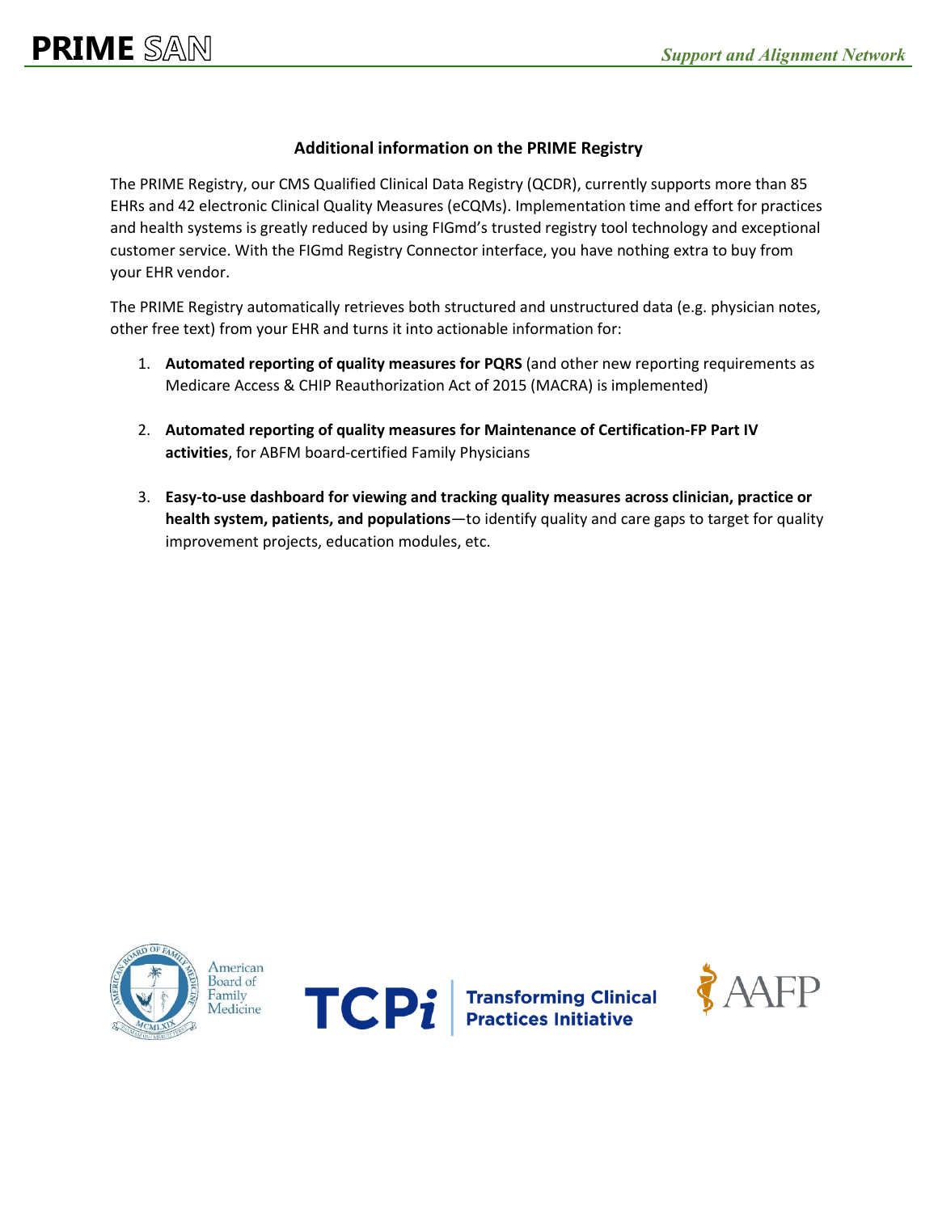### Additional information on the PRIME Registry

The PRIME Registry, our CMS Qualified Clinical Data Registry (QCDR), currently supports more than 85 EHRs and 42 electronic Clinical Quality Measures (eCQMs). Implementation time and effort for practices and health systems is greatly reduced by using FIGmd's trusted registry tool technology and exceptional customer service. With the FIGmd Registry Connector interface, you have nothing extra to buy from your EHR vendor.

The PRIME Registry automatically retrieves both structured and unstructured data (e.g. physician notes, other free text) from your EHR and turns it into actionable information for:

1. **Automated reporting of quality measures for PQRS** (and other new reporting requirements as Medicare Access & CHIP Reauthorization Act of 2015 (MACRA) is implemented)

2. **Automated reporting of quality measures for Maintenance of Certification-FP Part IV activities**, for ABFM board-certified Family Physicians

3. **Easy-to-use dashboard for viewing and tracking quality measures across clinician, practice or health system, patients, and populations**—to identify quality and care gaps to target for quality improvement projects, education modules, etc.

American Board of Family Medicine

TCPi Transforming Clinical Practices Initiative

AAFP